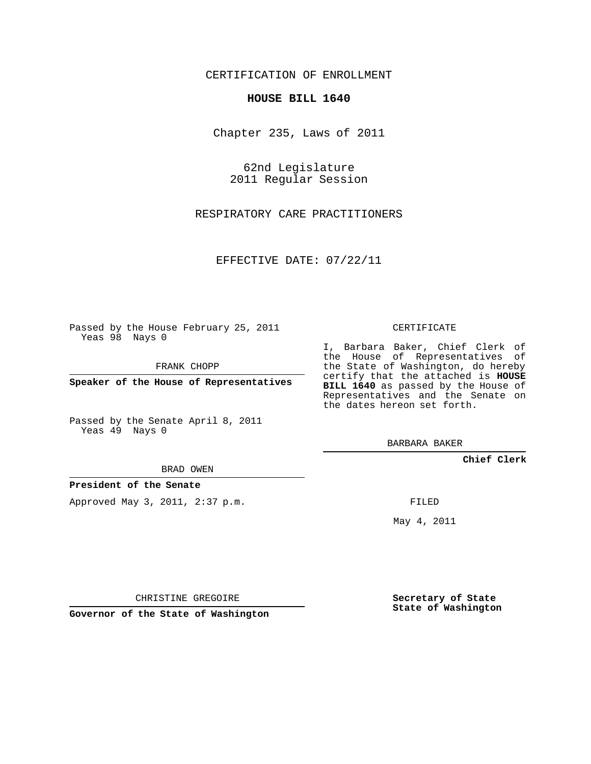CERTIFICATION OF ENROLLMENT

**HOUSE BILL 1640**

Chapter 235, Laws of 2011

62nd Legislature
2011 Regular Session

RESPIRATORY CARE PRACTITIONERS

EFFECTIVE DATE: 07/22/11

Passed by the House February 25, 2011
Yeas 98 Nays 0

FRANK CHOPP

**Speaker of the House of Representatives**

Passed by the Senate April 8, 2011
Yeas 49 Nays 0

BRAD OWEN

**President of the Senate**

Approved May 3, 2011, 2:37 p.m.

CHRISTINE GREGOIRE

**Governor of the State of Washington**

CERTIFICATE

I, Barbara Baker, Chief Clerk of the House of Representatives of the State of Washington, do hereby certify that the attached is **HOUSE BILL 1640** as passed by the House of Representatives and the Senate on the dates hereon set forth.

BARBARA BAKER

**Chief Clerk**

FILED

May 4, 2011

**Secretary of State**
**State of Washington**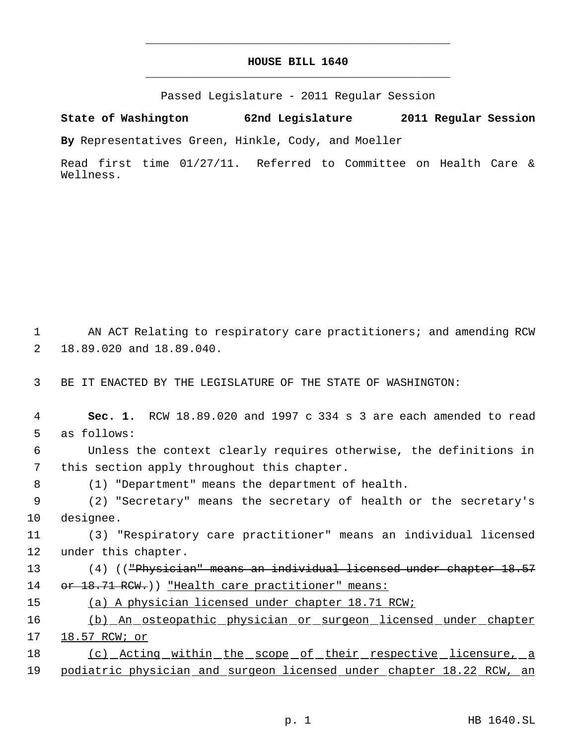# HOUSE BILL 1640

Passed Legislature - 2011 Regular Session

**State of Washington 62nd Legislature 2011 Regular Session**

**By** Representatives Green, Hinkle, Cody, and Moeller

Read first time 01/27/11. Referred to Committee on Health Care & Wellness.

AN ACT Relating to respiratory care practitioners; and amending RCW 18.89.020 and 18.89.040.

BE IT ENACTED BY THE LEGISLATURE OF THE STATE OF WASHINGTON:

**Sec. 1.** RCW 18.89.020 and 1997 c 334 s 3 are each amended to read as follows:

Unless the context clearly requires otherwise, the definitions in this section apply throughout this chapter.

(1) "Department" means the department of health.

(2) "Secretary" means the secretary of health or the secretary's designee.

(3) "Respiratory care practitioner" means an individual licensed under this chapter.

(4) ((~~"Physician" means an individual licensed under chapter 18.57 or 18.71 RCW.~~)) <u>"Health care practitioner" means:</u>

<u>(a) A physician licensed under chapter 18.71 RCW;</u>

<u>(b) An osteopathic physician or surgeon licensed under chapter 18.57 RCW; or</u>

<u>(c) Acting within the scope of their respective licensure, a podiatric physician and surgeon licensed under chapter 18.22 RCW, an</u>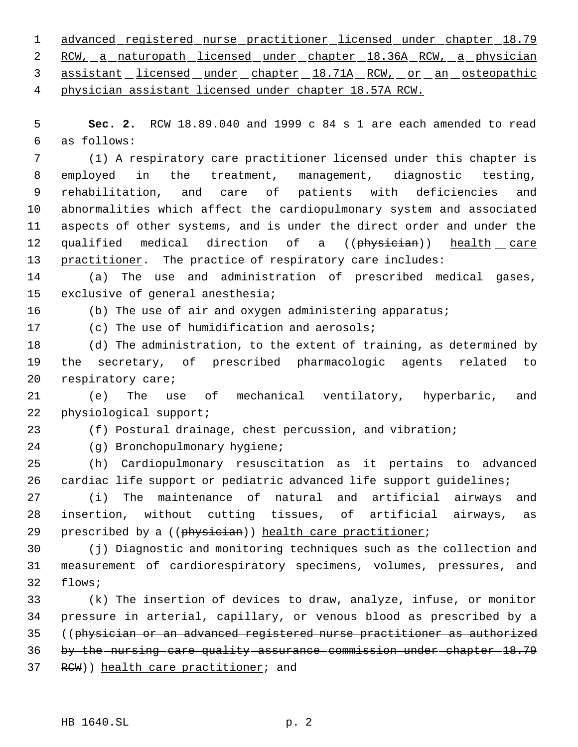advanced registered nurse practitioner licensed under chapter 18.79 RCW, a naturopath licensed under chapter 18.36A RCW, a physician assistant licensed under chapter 18.71A RCW, or an osteopathic physician assistant licensed under chapter 18.57A RCW.

**Sec. 2.** RCW 18.89.040 and 1999 c 84 s 1 are each amended to read as follows:

(1) A respiratory care practitioner licensed under this chapter is employed in the treatment, management, diagnostic testing, rehabilitation, and care of patients with deficiencies and abnormalities which affect the cardiopulmonary system and associated aspects of other systems, and is under the direct order and under the qualified medical direction of a ((~~physician~~)) health care practitioner. The practice of respiratory care includes:

(a) The use and administration of prescribed medical gases, exclusive of general anesthesia;

(b) The use of air and oxygen administering apparatus;

(c) The use of humidification and aerosols;

(d) The administration, to the extent of training, as determined by the secretary, of prescribed pharmacologic agents related to respiratory care;

(e) The use of mechanical ventilatory, hyperbaric, and physiological support;

(f) Postural drainage, chest percussion, and vibration;

(g) Bronchopulmonary hygiene;

(h) Cardiopulmonary resuscitation as it pertains to advanced cardiac life support or pediatric advanced life support guidelines;

(i) The maintenance of natural and artificial airways and insertion, without cutting tissues, of artificial airways, as prescribed by a ((~~physician~~)) health care practitioner;

(j) Diagnostic and monitoring techniques such as the collection and measurement of cardiorespiratory specimens, volumes, pressures, and flows;

(k) The insertion of devices to draw, analyze, infuse, or monitor pressure in arterial, capillary, or venous blood as prescribed by a ((~~physician or an advanced registered nurse practitioner as authorized by the nursing care quality assurance commission under chapter 18.79 RCW~~)) health care practitioner; and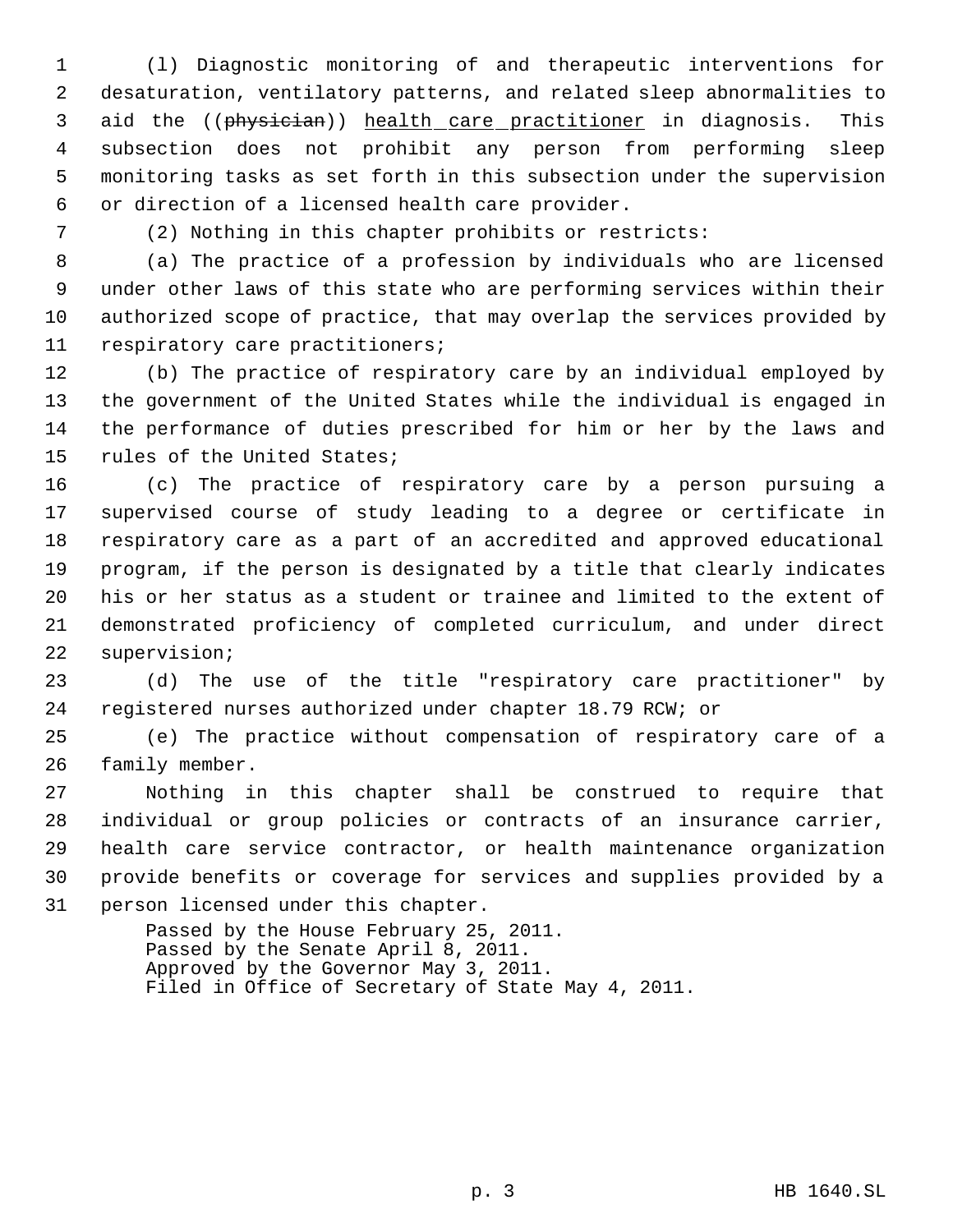(l) Diagnostic monitoring of and therapeutic interventions for desaturation, ventilatory patterns, and related sleep abnormalities to aid the ((~~physician~~)) <u>health care practitioner</u> in diagnosis. This subsection does not prohibit any person from performing sleep monitoring tasks as set forth in this subsection under the supervision or direction of a licensed health care provider.

(2) Nothing in this chapter prohibits or restricts:

(a) The practice of a profession by individuals who are licensed under other laws of this state who are performing services within their authorized scope of practice, that may overlap the services provided by respiratory care practitioners;

(b) The practice of respiratory care by an individual employed by the government of the United States while the individual is engaged in the performance of duties prescribed for him or her by the laws and rules of the United States;

(c) The practice of respiratory care by a person pursuing a supervised course of study leading to a degree or certificate in respiratory care as a part of an accredited and approved educational program, if the person is designated by a title that clearly indicates his or her status as a student or trainee and limited to the extent of demonstrated proficiency of completed curriculum, and under direct supervision;

(d) The use of the title "respiratory care practitioner" by registered nurses authorized under chapter 18.79 RCW; or

(e) The practice without compensation of respiratory care of a family member.

Nothing in this chapter shall be construed to require that individual or group policies or contracts of an insurance carrier, health care service contractor, or health maintenance organization provide benefits or coverage for services and supplies provided by a person licensed under this chapter.

Passed by the House February 25, 2011.
Passed by the Senate April 8, 2011.
Approved by the Governor May 3, 2011.
Filed in Office of Secretary of State May 4, 2011.